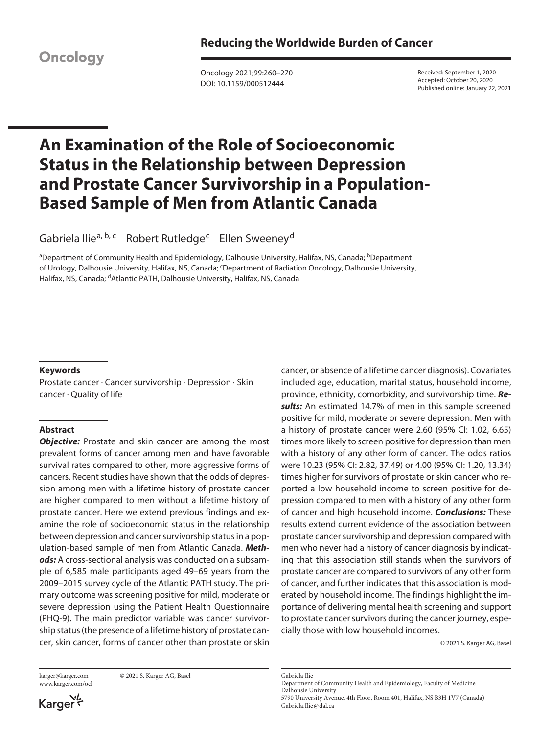Oncology

**Reducing the Worldwide Burden of Cancer**

DOI: 10.1159/000512444

Received: September 1, 2020
Accepted: October 20, 2020
Published online: January 22, 2021

# An Examination of the Role of Socioeconomic Status in the Relationship between Depression and Prostate Cancer Survivorship in a Population-Based Sample of Men from Atlantic Canada

Gabriela Ilie[a, b, c] Robert Rutledge[c] Ellen Sweeney[d]

[a]Department of Community Health and Epidemiology, Dalhousie University, Halifax, NS, Canada; [b]Department of Urology, Dalhousie University, Halifax, NS, Canada; [c]Department of Radiation Oncology, Dalhousie University, Halifax, NS, Canada; [d]Atlantic PATH, Dalhousie University, Halifax, NS, Canada

### Keywords

Prostate cancer · Cancer survivorship · Depression · Skin cancer · Quality of life

### Abstract

***Objective:*** Prostate and skin cancer are among the most prevalent forms of cancer among men and have favorable survival rates compared to other, more aggressive forms of cancers. Recent studies have shown that the odds of depression among men with a lifetime history of prostate cancer are higher compared to men without a lifetime history of prostate cancer. Here we extend previous findings and examine the role of socioeconomic status in the relationship between depression and cancer survivorship status in a population-based sample of men from Atlantic Canada. ***Methods:*** A cross-sectional analysis was conducted on a subsample of 6,585 male participants aged 49–69 years from the 2009–2015 survey cycle of the Atlantic PATH study. The primary outcome was screening positive for mild, moderate or severe depression using the Patient Health Questionnaire (PHQ-9). The main predictor variable was cancer survivorship status (the presence of a lifetime history of prostate cancer, skin cancer, forms of cancer other than prostate or skin cancer, or absence of a lifetime cancer diagnosis). Covariates included age, education, marital status, household income, province, ethnicity, comorbidity, and survivorship time. ***Results:*** An estimated 14.7% of men in this sample screened positive for mild, moderate or severe depression. Men with a history of prostate cancer were 2.60 (95% CI: 1.02, 6.65) times more likely to screen positive for depression than men with a history of any other form of cancer. The odds ratios were 10.23 (95% CI: 2.82, 37.49) or 4.00 (95% CI: 1.20, 13.34) times higher for survivors of prostate or skin cancer who reported a low household income to screen positive for depression compared to men with a history of any other form of cancer and high household income. ***Conclusions:*** These results extend current evidence of the association between prostate cancer survivorship and depression compared with men who never had a history of cancer diagnosis by indicating that this association still stands when the survivors of prostate cancer are compared to survivors of any other form of cancer, and further indicates that this association is moderated by household income. The findings highlight the importance of delivering mental health screening and support to prostate cancer survivors during the cancer journey, especially those with low household incomes.

© 2021 S. Karger AG, Basel

karger@karger.com
www.karger.com/ocl

© 2021 S. Karger AG, Basel

Gabriela Ilie
Department of Community Health and Epidemiology, Faculty of Medicine
Dalhousie University
5790 University Avenue, 4th Floor, Room 401, Halifax, NS B3H 1V7 (Canada)
Gabriela.Ilie@dal.ca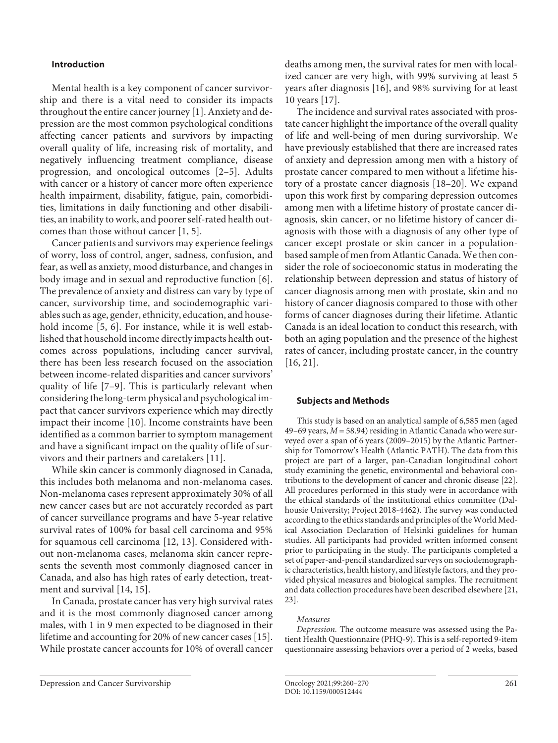## Introduction

Mental health is a key component of cancer survivorship and there is a vital need to consider its impacts throughout the entire cancer journey [1]. Anxiety and depression are the most common psychological conditions affecting cancer patients and survivors by impacting overall quality of life, increasing risk of mortality, and negatively influencing treatment compliance, disease progression, and oncological outcomes [2–5]. Adults with cancer or a history of cancer more often experience health impairment, disability, fatigue, pain, comorbidities, limitations in daily functioning and other disabilities, an inability to work, and poorer self-rated health outcomes than those without cancer [1, 5].

Cancer patients and survivors may experience feelings of worry, loss of control, anger, sadness, confusion, and fear, as well as anxiety, mood disturbance, and changes in body image and in sexual and reproductive function [6]. The prevalence of anxiety and distress can vary by type of cancer, survivorship time, and sociodemographic variables such as age, gender, ethnicity, education, and household income [5, 6]. For instance, while it is well established that household income directly impacts health outcomes across populations, including cancer survival, there has been less research focused on the association between income-related disparities and cancer survivors' quality of life [7–9]. This is particularly relevant when considering the long-term physical and psychological impact that cancer survivors experience which may directly impact their income [10]. Income constraints have been identified as a common barrier to symptom management and have a significant impact on the quality of life of survivors and their partners and caretakers [11].

While skin cancer is commonly diagnosed in Canada, this includes both melanoma and non-melanoma cases. Non-melanoma cases represent approximately 30% of all new cancer cases but are not accurately recorded as part of cancer surveillance programs and have 5-year relative survival rates of 100% for basal cell carcinoma and 95% for squamous cell carcinoma [12, 13]. Considered without non-melanoma cases, melanoma skin cancer represents the seventh most commonly diagnosed cancer in Canada, and also has high rates of early detection, treatment and survival [14, 15].

In Canada, prostate cancer has very high survival rates and it is the most commonly diagnosed cancer among males, with 1 in 9 men expected to be diagnosed in their lifetime and accounting for 20% of new cancer cases [15]. While prostate cancer accounts for 10% of overall cancer deaths among men, the survival rates for men with localized cancer are very high, with 99% surviving at least 5 years after diagnosis [16], and 98% surviving for at least 10 years [17].

The incidence and survival rates associated with prostate cancer highlight the importance of the overall quality of life and well-being of men during survivorship. We have previously established that there are increased rates of anxiety and depression among men with a history of prostate cancer compared to men without a lifetime history of a prostate cancer diagnosis [18–20]. We expand upon this work first by comparing depression outcomes among men with a lifetime history of prostate cancer diagnosis, skin cancer, or no lifetime history of cancer diagnosis with those with a diagnosis of any other type of cancer except prostate or skin cancer in a population-based sample of men from Atlantic Canada. We then consider the role of socioeconomic status in moderating the relationship between depression and status of history of cancer diagnosis among men with prostate, skin and no history of cancer diagnosis compared to those with other forms of cancer diagnoses during their lifetime. Atlantic Canada is an ideal location to conduct this research, with both an aging population and the presence of the highest rates of cancer, including prostate cancer, in the country [16, 21].

## Subjects and Methods

This study is based on an analytical sample of 6,585 men (aged 49–69 years, $M = 58.94$) residing in Atlantic Canada who were surveyed over a span of 6 years (2009–2015) by the Atlantic Partnership for Tomorrow's Health (Atlantic PATH). The data from this project are part of a larger, pan-Canadian longitudinal cohort study examining the genetic, environmental and behavioral contributions to the development of cancer and chronic disease [22]. All procedures performed in this study were in accordance with the ethical standards of the institutional ethics committee (Dalhousie University; Project 2018-4462). The survey was conducted according to the ethics standards and principles of the World Medical Association Declaration of Helsinki guidelines for human studies. All participants had provided written informed consent prior to participating in the study. The participants completed a set of paper-and-pencil standardized surveys on sociodemographic characteristics, health history, and lifestyle factors, and they provided physical measures and biological samples. The recruitment and data collection procedures have been described elsewhere [21, 23].

### *Measures*

*Depression.* The outcome measure was assessed using the Patient Health Questionnaire (PHQ-9). This is a self-reported 9-item questionnaire assessing behaviors over a period of 2 weeks, based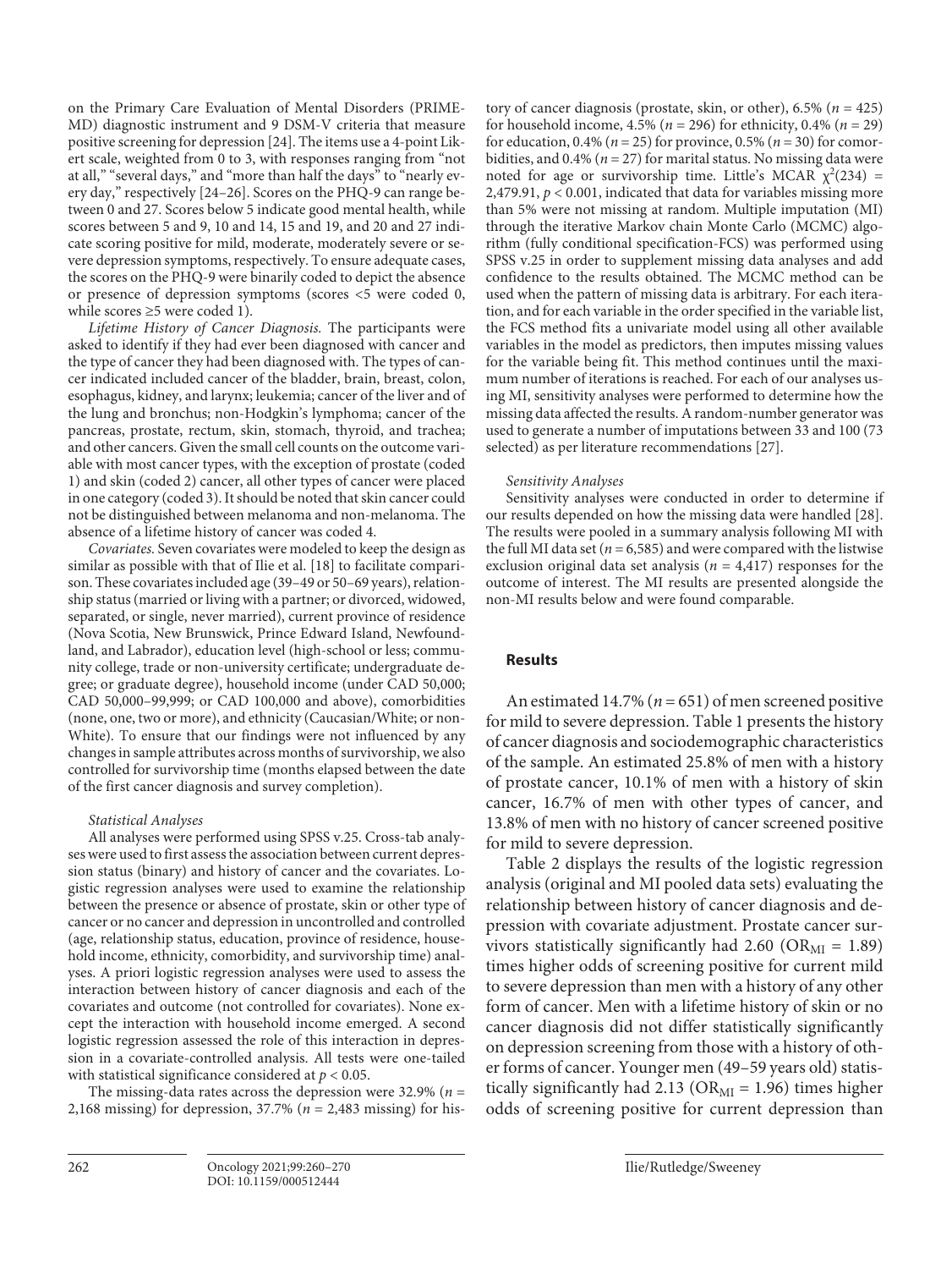on the Primary Care Evaluation of Mental Disorders (PRIME-MD) diagnostic instrument and 9 DSM-V criteria that measure positive screening for depression [24]. The items use a 4-point Likert scale, weighted from 0 to 3, with responses ranging from "not at all," "several days," and "more than half the days" to "nearly every day," respectively [24–26]. Scores on the PHQ-9 can range between 0 and 27. Scores below 5 indicate good mental health, while scores between 5 and 9, 10 and 14, 15 and 19, and 20 and 27 indicate scoring positive for mild, moderate, moderately severe or severe depression symptoms, respectively. To ensure adequate cases, the scores on the PHQ-9 were binarily coded to depict the absence or presence of depression symptoms (scores <5 were coded 0, while scores ≥5 were coded 1).

*Lifetime History of Cancer Diagnosis.* The participants were asked to identify if they had ever been diagnosed with cancer and the type of cancer they had been diagnosed with. The types of cancer indicated included cancer of the bladder, brain, breast, colon, esophagus, kidney, and larynx; leukemia; cancer of the liver and of the lung and bronchus; non-Hodgkin's lymphoma; cancer of the pancreas, prostate, rectum, skin, stomach, thyroid, and trachea; and other cancers. Given the small cell counts on the outcome variable with most cancer types, with the exception of prostate (coded 1) and skin (coded 2) cancer, all other types of cancer were placed in one category (coded 3). It should be noted that skin cancer could not be distinguished between melanoma and non-melanoma. The absence of a lifetime history of cancer was coded 4.

*Covariates.* Seven covariates were modeled to keep the design as similar as possible with that of Ilie et al. [18] to facilitate comparison. These covariates included age (39–49 or 50–69 years), relationship status (married or living with a partner; or divorced, widowed, separated, or single, never married), current province of residence (Nova Scotia, New Brunswick, Prince Edward Island, Newfoundland, and Labrador), education level (high-school or less; community college, trade or non-university certificate; undergraduate degree; or graduate degree), household income (under CAD 50,000; CAD 50,000–99,999; or CAD 100,000 and above), comorbidities (none, one, two or more), and ethnicity (Caucasian/White; or non-White). To ensure that our findings were not influenced by any changes in sample attributes across months of survivorship, we also controlled for survivorship time (months elapsed between the date of the first cancer diagnosis and survey completion).

*Statistical Analyses*

All analyses were performed using SPSS v.25. Cross-tab analyses were used to first assess the association between current depression status (binary) and history of cancer and the covariates. Logistic regression analyses were used to examine the relationship between the presence or absence of prostate, skin or other type of cancer or no cancer and depression in uncontrolled and controlled (age, relationship status, education, province of residence, household income, ethnicity, comorbidity, and survivorship time) analyses. A priori logistic regression analyses were used to assess the interaction between history of cancer diagnosis and each of the covariates and outcome (not controlled for covariates). None except the interaction with household income emerged. A second logistic regression assessed the role of this interaction in depression in a covariate-controlled analysis. All tests were one-tailed with statistical significance considered at $p < 0.05$.

The missing-data rates across the depression were 32.9% ($n$ = 2,168 missing) for depression, 37.7% ($n$ = 2,483 missing) for history of cancer diagnosis (prostate, skin, or other), 6.5% ($n$ = 425) for household income, 4.5% ($n$ = 296) for ethnicity, 0.4% ($n$ = 29) for education, 0.4% ($n$ = 25) for province, 0.5% ($n$ = 30) for comorbidities, and 0.4% ($n$ = 27) for marital status. No missing data were noted for age or survivorship time. Little's MCAR $\chi^2(234)$ = 2,479.91, $p < 0.001$, indicated that data for variables missing more than 5% were not missing at random. Multiple imputation (MI) through the iterative Markov chain Monte Carlo (MCMC) algorithm (fully conditional specification-FCS) was performed using SPSS v.25 in order to supplement missing data analyses and add confidence to the results obtained. The MCMC method can be used when the pattern of missing data is arbitrary. For each iteration, and for each variable in the order specified in the variable list, the FCS method fits a univariate model using all other available variables in the model as predictors, then imputes missing values for the variable being fit. This method continues until the maximum number of iterations is reached. For each of our analyses using MI, sensitivity analyses were performed to determine how the missing data affected the results. A random-number generator was used to generate a number of imputations between 33 and 100 (73 selected) as per literature recommendations [27].

*Sensitivity Analyses*

Sensitivity analyses were conducted in order to determine if our results depended on how the missing data were handled [28]. The results were pooled in a summary analysis following MI with the full MI data set ($n$ = 6,585) and were compared with the listwise exclusion original data set analysis ($n$ = 4,417) responses for the outcome of interest. The MI results are presented alongside the non-MI results below and were found comparable.

## Results

An estimated 14.7% ($n$ = 651) of men screened positive for mild to severe depression. Table 1 presents the history of cancer diagnosis and sociodemographic characteristics of the sample. An estimated 25.8% of men with a history of prostate cancer, 10.1% of men with a history of skin cancer, 16.7% of men with other types of cancer, and 13.8% of men with no history of cancer screened positive for mild to severe depression.

Table 2 displays the results of the logistic regression analysis (original and MI pooled data sets) evaluating the relationship between history of cancer diagnosis and depression with covariate adjustment. Prostate cancer survivors statistically significantly had 2.60 ($OR_{MI}$ = 1.89) times higher odds of screening positive for current mild to severe depression than men with a history of any other form of cancer. Men with a lifetime history of skin or no cancer diagnosis did not differ statistically significantly on depression screening from those with a history of other forms of cancer. Younger men (49–59 years old) statistically significantly had 2.13 ($OR_{MI}$ = 1.96) times higher odds of screening positive for current depression than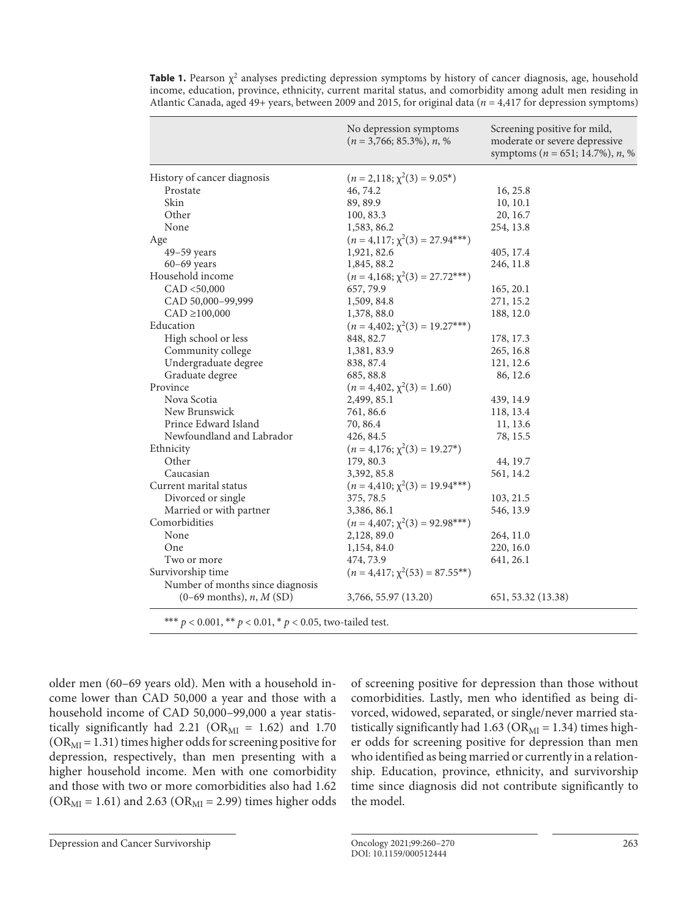**Table 1.** Pearson $\chi^2$ analyses predicting depression symptoms by history of cancer diagnosis, age, household income, education, province, ethnicity, current marital status, and comorbidity among adult men residing in Atlantic Canada, aged 49+ years, between 2009 and 2015, for original data ($n$ = 4,417 for depression symptoms)

| | No depression symptoms ($n$ = 3,766; 85.3%), $n$, % | Screening positive for mild, moderate or severe depressive symptoms ($n$ = 651; 14.7%), $n$, % |
|---|---|---|
| History of cancer diagnosis | ($n$ = 2,118; $\chi^2(3)$ = 9.05*) | |
| Prostate | 46, 74.2 | 16, 25.8 |
| Skin | 89, 89.9 | 10, 10.1 |
| Other | 100, 83.3 | 20, 16.7 |
| None | 1,583, 86.2 | 254, 13.8 |
| Age | ($n$ = 4,117; $\chi^2(3)$ = 27.94***) | |
| 49–59 years | 1,921, 82.6 | 405, 17.4 |
| 60–69 years | 1,845, 88.2 | 246, 11.8 |
| Household income | ($n$ = 4,168; $\chi^2(3)$ = 27.72***) | |
| CAD <50,000 | 657, 79.9 | 165, 20.1 |
| CAD 50,000–99,999 | 1,509, 84.8 | 271, 15.2 |
| CAD ≥100,000 | 1,378, 88.0 | 188, 12.0 |
| Education | ($n$ = 4,402; $\chi^2(3)$ = 19.27***) | |
| High school or less | 848, 82.7 | 178, 17.3 |
| Community college | 1,381, 83.9 | 265, 16.8 |
| Undergraduate degree | 838, 87.4 | 121, 12.6 |
| Graduate degree | 685, 88.8 | 86, 12.6 |
| Province | ($n$ = 4,402, $\chi^2(3)$ = 1.60) | |
| Nova Scotia | 2,499, 85.1 | 439, 14.9 |
| New Brunswick | 761, 86.6 | 118, 13.4 |
| Prince Edward Island | 70, 86.4 | 11, 13.6 |
| Newfoundland and Labrador | 426, 84.5 | 78, 15.5 |
| Ethnicity | ($n$ = 4,176; $\chi^2(3)$ = 19.27*) | |
| Other | 179, 80.3 | 44, 19.7 |
| Caucasian | 3,392, 85.8 | 561, 14.2 |
| Current marital status | ($n$ = 4,410; $\chi^2(3)$ = 19.94***) | |
| Divorced or single | 375, 78.5 | 103, 21.5 |
| Married or with partner | 3,386, 86.1 | 546, 13.9 |
| Comorbidities | ($n$ = 4,407; $\chi^2(3)$ = 92.98***) | |
| None | 2,128, 89.0 | 264, 11.0 |
| One | 1,154, 84.0 | 220, 16.0 |
| Two or more | 474, 73.9 | 641, 26.1 |
| Survivorship time | ($n$ = 4,417; $\chi^2(53)$ = 87.55**) | |
| Number of months since diagnosis (0–69 months), $n$, $M$ (SD) | 3,766, 55.97 (13.20) | 651, 53.32 (13.38) |

*** $p < 0.001$, ** $p < 0.01$, * $p < 0.05$, two-tailed test.

older men (60–69 years old). Men with a household income lower than CAD 50,000 a year and those with a household income of CAD 50,000–99,000 a year statistically significantly had 2.21 ($OR_{MI}$ = 1.62) and 1.70 ($OR_{MI}$ = 1.31) times higher odds for screening positive for depression, respectively, than men presenting with a higher household income. Men with one comorbidity and those with two or more comorbidities also had 1.62 ($OR_{MI}$ = 1.61) and 2.63 ($OR_{MI}$ = 2.99) times higher odds of screening positive for depression than those without comorbidities. Lastly, men who identified as being divorced, widowed, separated, or single/never married statistically significantly had 1.63 ($OR_{MI}$ = 1.34) times higher odds for screening positive for depression than men who identified as being married or currently in a relationship. Education, province, ethnicity, and survivorship time since diagnosis did not contribute significantly to the model.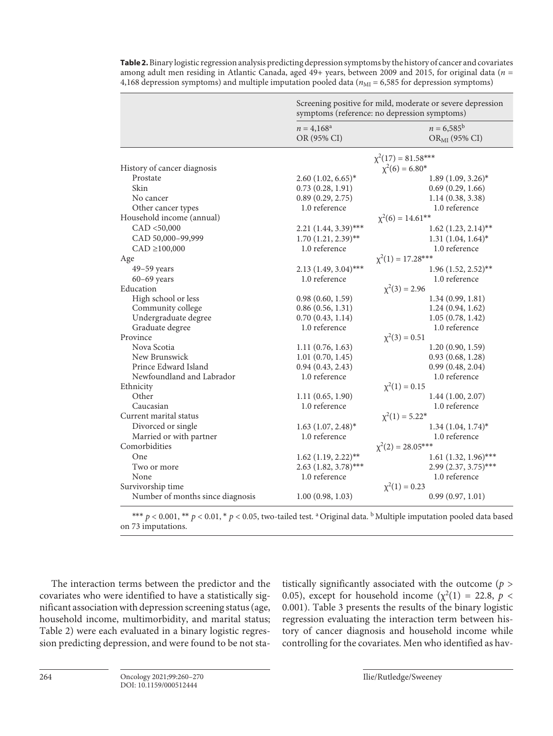**Table 2.** Binary logistic regression analysis predicting depression symptoms by the history of cancer and covariates among adult men residing in Atlantic Canada, aged 49+ years, between 2009 and 2015, for original data ($n$ = 4,168 depression symptoms) and multiple imputation pooled data ($n_{MI}$ = 6,585 for depression symptoms)

| | Screening positive for mild, moderate or severe depression symptoms (reference: no depression symptoms) | | |
|---|---|---|---|
| | $n$ = 4,168[a] OR (95% CI) | | $n$ = 6,585[b] $OR_{MI}$ (95% CI) |
| | | $\chi^2(17) = 81.58$*** | |
| History of cancer diagnosis | | $\chi^2(6) = 6.80$* | |
| Prostate | 2.60 (1.02, 6.65)* | | 1.89 (1.09, 3.26)* |
| Skin | 0.73 (0.28, 1.91) | | 0.69 (0.29, 1.66) |
| No cancer | 0.89 (0.29, 2.75) | | 1.14 (0.38, 3.38) |
| Other cancer types | 1.0 reference | | 1.0 reference |
| Household income (annual) | | $\chi^2(6) = 14.61$** | |
| CAD <50,000 | 2.21 (1.44, 3.39)*** | | 1.62 (1.23, 2.14)** |
| CAD 50,000–99,999 | 1.70 (1.21, 2.39)** | | 1.31 (1.04, 1.64)* |
| CAD ≥100,000 | 1.0 reference | | 1.0 reference |
| Age | | $\chi^2(1) = 17.28$*** | |
| 49–59 years | 2.13 (1.49, 3.04)*** | | 1.96 (1.52, 2.52)** |
| 60–69 years | 1.0 reference | | 1.0 reference |
| Education | | $\chi^2(3) = 2.96$ | |
| High school or less | 0.98 (0.60, 1.59) | | 1.34 (0.99, 1.81) |
| Community college | 0.86 (0.56, 1.31) | | 1.24 (0.94, 1.62) |
| Undergraduate degree | 0.70 (0.43, 1.14) | | 1.05 (0.78, 1.42) |
| Graduate degree | 1.0 reference | | 1.0 reference |
| Province | | $\chi^2(3) = 0.51$ | |
| Nova Scotia | 1.11 (0.76, 1.63) | | 1.20 (0.90, 1.59) |
| New Brunswick | 1.01 (0.70, 1.45) | | 0.93 (0.68, 1.28) |
| Prince Edward Island | 0.94 (0.43, 2.43) | | 0.99 (0.48, 2.04) |
| Newfoundland and Labrador | 1.0 reference | | 1.0 reference |
| Ethnicity | | $\chi^2(1) = 0.15$ | |
| Other | 1.11 (0.65, 1.90) | | 1.44 (1.00, 2.07) |
| Caucasian | 1.0 reference | | 1.0 reference |
| Current marital status | | $\chi^2(1) = 5.22$* | |
| Divorced or single | 1.63 (1.07, 2.48)* | | 1.34 (1.04, 1.74)* |
| Married or with partner | 1.0 reference | | 1.0 reference |
| Comorbidities | | $\chi^2(2) = 28.05$*** | |
| One | 1.62 (1.19, 2.22)** | | 1.61 (1.32, 1.96)*** |
| Two or more | 2.63 (1.82, 3.78)*** | | 2.99 (2.37, 3.75)*** |
| None | 1.0 reference | | 1.0 reference |
| Survivorship time | | $\chi^2(1) = 0.23$ | |
| Number of months since diagnosis | 1.00 (0.98, 1.03) | | 0.99 (0.97, 1.01) |

*** $p < 0.001$, ** $p < 0.01$, * $p < 0.05$, two-tailed test. [a] Original data. [b] Multiple imputation pooled data based on 73 imputations.

The interaction terms between the predictor and the covariates who were identified to have a statistically significant association with depression screening status (age, household income, multimorbidity, and marital status; Table 2) were each evaluated in a binary logistic regression predicting depression, and were found to be not statistically significantly associated with the outcome ($p > 0.05$), except for household income ($\chi^2(1) = 22.8$, $p < 0.001$). Table 3 presents the results of the binary logistic regression evaluating the interaction term between history of cancer diagnosis and household income while controlling for the covariates. Men who identified as hav-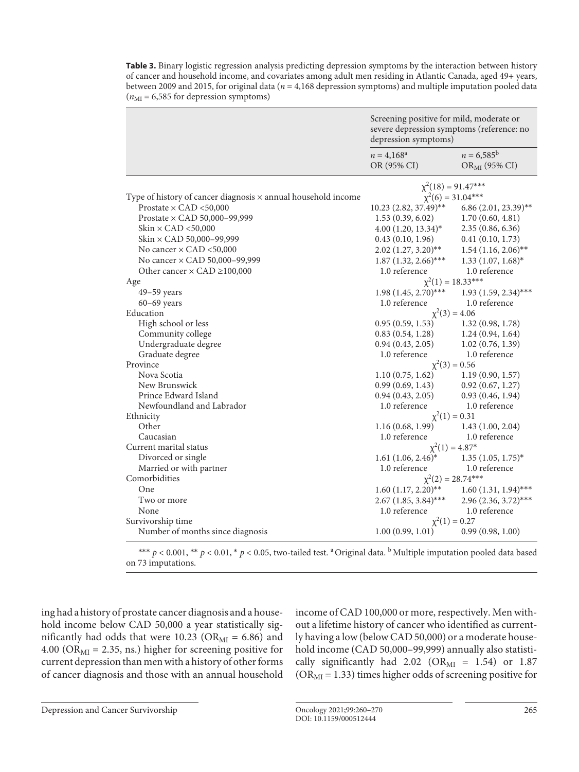**Table 3.** Binary logistic regression analysis predicting depression symptoms by the interaction between history of cancer and household income, and covariates among adult men residing in Atlantic Canada, aged 49+ years, between 2009 and 2015, for original data ($n$ = 4,168 depression symptoms) and multiple imputation pooled data ($n_{MI}$ = 6,585 for depression symptoms)

| | Screening positive for mild, moderate or severe depression symptoms (reference: no depression symptoms) | |
|---|---|---|
| | $n$ = 4,168[a] OR (95% CI) | $n$ = 6,585[b] $OR_{MI}$ (95% CI) |
| | $\chi^2(18)$ = 91.47*** | |
| Type of history of cancer diagnosis × annual household income | $\chi^2(6)$ = 31.04*** | |
| Prostate × CAD <50,000 | 10.23 (2.82, 37.49)** | 6.86 (2.01, 23.39)** |
| Prostate × CAD 50,000–99,999 | 1.53 (0.39, 6.02) | 1.70 (0.60, 4.81) |
| Skin × CAD <50,000 | 4.00 (1.20, 13.34)* | 2.35 (0.86, 6.36) |
| Skin × CAD 50,000–99,999 | 0.43 (0.10, 1.96) | 0.41 (0.10, 1.73) |
| No cancer × CAD <50,000 | 2.02 (1.27, 3.20)** | 1.54 (1.16, 2.06)** |
| No cancer × CAD 50,000–99,999 | 1.87 (1.32, 2.66)*** | 1.33 (1.07, 1.68)* |
| Other cancer × CAD ≥100,000 | 1.0 reference | 1.0 reference |
| Age | $\chi^2(1)$ = 18.33*** | |
| 49–59 years | 1.98 (1.45, 2.70)*** | 1.93 (1.59, 2.34)*** |
| 60–69 years | 1.0 reference | 1.0 reference |
| Education | $\chi^2(3)$ = 4.06 | |
| High school or less | 0.95 (0.59, 1.53) | 1.32 (0.98, 1.78) |
| Community college | 0.83 (0.54, 1.28) | 1.24 (0.94, 1.64) |
| Undergraduate degree | 0.94 (0.43, 2.05) | 1.02 (0.76, 1.39) |
| Graduate degree | 1.0 reference | 1.0 reference |
| Province | $\chi^2(3)$ = 0.56 | |
| Nova Scotia | 1.10 (0.75, 1.62) | 1.19 (0.90, 1.57) |
| New Brunswick | 0.99 (0.69, 1.43) | 0.92 (0.67, 1.27) |
| Prince Edward Island | 0.94 (0.43, 2.05) | 0.93 (0.46, 1.94) |
| Newfoundland and Labrador | 1.0 reference | 1.0 reference |
| Ethnicity | $\chi^2(1)$ = 0.31 | |
| Other | 1.16 (0.68, 1.99) | 1.43 (1.00, 2.04) |
| Caucasian | 1.0 reference | 1.0 reference |
| Current marital status | $\chi^2(1)$ = 4.87* | |
| Divorced or single | 1.61 (1.06, 2.46)* | 1.35 (1.05, 1.75)* |
| Married or with partner | 1.0 reference | 1.0 reference |
| Comorbidities | $\chi^2(2)$ = 28.74*** | |
| One | 1.60 (1.17, 2.20)** | 1.60 (1.31, 1.94)*** |
| Two or more | 2.67 (1.85, 3.84)*** | 2.96 (2.36, 3.72)*** |
| None | 1.0 reference | 1.0 reference |
| Survivorship time | $\chi^2(1)$ = 0.27 | |
| Number of months since diagnosis | 1.00 (0.99, 1.01) | 0.99 (0.98, 1.00) |

*** $p < 0.001$, ** $p < 0.01$, * $p < 0.05$, two-tailed test. [a] Original data. [b] Multiple imputation pooled data based on 73 imputations.

ing had a history of prostate cancer diagnosis and a household income below CAD 50,000 a year statistically significantly had odds that were 10.23 ($OR_{MI}$ = 6.86) and 4.00 ($OR_{MI}$ = 2.35, ns.) higher for screening positive for current depression than men with a history of other forms of cancer diagnosis and those with an annual household income of CAD 100,000 or more, respectively. Men without a lifetime history of cancer who identified as currently having a low (below CAD 50,000) or a moderate household income (CAD 50,000–99,999) annually also statistically significantly had 2.02 ($OR_{MI}$ = 1.54) or 1.87 ($OR_{MI}$ = 1.33) times higher odds of screening positive for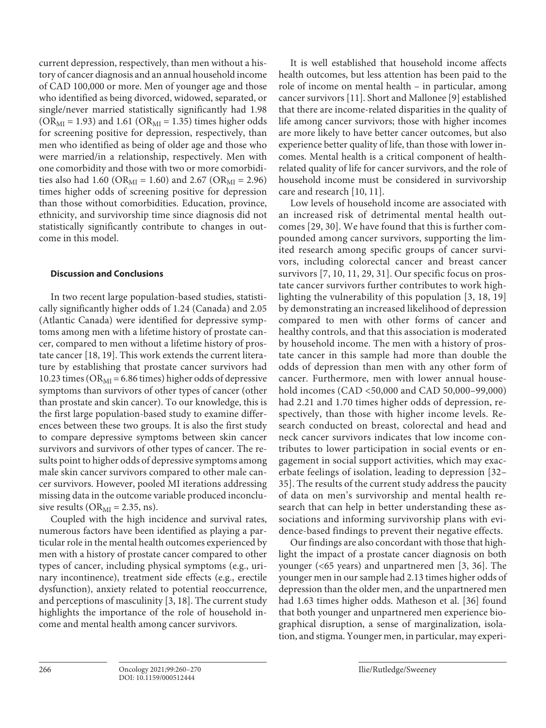current depression, respectively, than men without a history of cancer diagnosis and an annual household income of CAD 100,000 or more. Men of younger age and those who identified as being divorced, widowed, separated, or single/never married statistically significantly had 1.98 ($OR_{MI}$ = 1.93) and 1.61 ($OR_{MI}$ = 1.35) times higher odds for screening positive for depression, respectively, than men who identified as being of older age and those who were married/in a relationship, respectively. Men with one comorbidity and those with two or more comorbidities also had 1.60 ($OR_{MI}$ = 1.60) and 2.67 ($OR_{MI}$ = 2.96) times higher odds of screening positive for depression than those without comorbidities. Education, province, ethnicity, and survivorship time since diagnosis did not statistically significantly contribute to changes in outcome in this model.

## Discussion and Conclusions

In two recent large population-based studies, statistically significantly higher odds of 1.24 (Canada) and 2.05 (Atlantic Canada) were identified for depressive symptoms among men with a lifetime history of prostate cancer, compared to men without a lifetime history of prostate cancer [18, 19]. This work extends the current literature by establishing that prostate cancer survivors had 10.23 times ($OR_{MI}$ = 6.86 times) higher odds of depressive symptoms than survivors of other types of cancer (other than prostate and skin cancer). To our knowledge, this is the first large population-based study to examine differences between these two groups. It is also the first study to compare depressive symptoms between skin cancer survivors and survivors of other types of cancer. The results point to higher odds of depressive symptoms among male skin cancer survivors compared to other male cancer survivors. However, pooled MI iterations addressing missing data in the outcome variable produced inconclusive results ($OR_{MI}$ = 2.35, ns).

Coupled with the high incidence and survival rates, numerous factors have been identified as playing a particular role in the mental health outcomes experienced by men with a history of prostate cancer compared to other types of cancer, including physical symptoms (e.g., urinary incontinence), treatment side effects (e.g., erectile dysfunction), anxiety related to potential reoccurrence, and perceptions of masculinity [3, 18]. The current study highlights the importance of the role of household income and mental health among cancer survivors.

It is well established that household income affects health outcomes, but less attention has been paid to the role of income on mental health – in particular, among cancer survivors [11]. Short and Mallonee [9] established that there are income-related disparities in the quality of life among cancer survivors; those with higher incomes are more likely to have better cancer outcomes, but also experience better quality of life, than those with lower incomes. Mental health is a critical component of health-related quality of life for cancer survivors, and the role of household income must be considered in survivorship care and research [10, 11].

Low levels of household income are associated with an increased risk of detrimental mental health outcomes [29, 30]. We have found that this is further compounded among cancer survivors, supporting the limited research among specific groups of cancer survivors, including colorectal cancer and breast cancer survivors [7, 10, 11, 29, 31]. Our specific focus on prostate cancer survivors further contributes to work highlighting the vulnerability of this population [3, 18, 19] by demonstrating an increased likelihood of depression compared to men with other forms of cancer and healthy controls, and that this association is moderated by household income. The men with a history of prostate cancer in this sample had more than double the odds of depression than men with any other form of cancer. Furthermore, men with lower annual household incomes (CAD <50,000 and CAD 50,000–99,000) had 2.21 and 1.70 times higher odds of depression, respectively, than those with higher income levels. Research conducted on breast, colorectal and head and neck cancer survivors indicates that low income contributes to lower participation in social events or engagement in social support activities, which may exacerbate feelings of isolation, leading to depression [32–35]. The results of the current study address the paucity of data on men's survivorship and mental health research that can help in better understanding these associations and informing survivorship plans with evidence-based findings to prevent their negative effects.

Our findings are also concordant with those that highlight the impact of a prostate cancer diagnosis on both younger (<65 years) and unpartnered men [3, 36]. The younger men in our sample had 2.13 times higher odds of depression than the older men, and the unpartnered men had 1.63 times higher odds. Matheson et al. [36] found that both younger and unpartnered men experience biographical disruption, a sense of marginalization, isolation, and stigma. Younger men, in particular, may experi-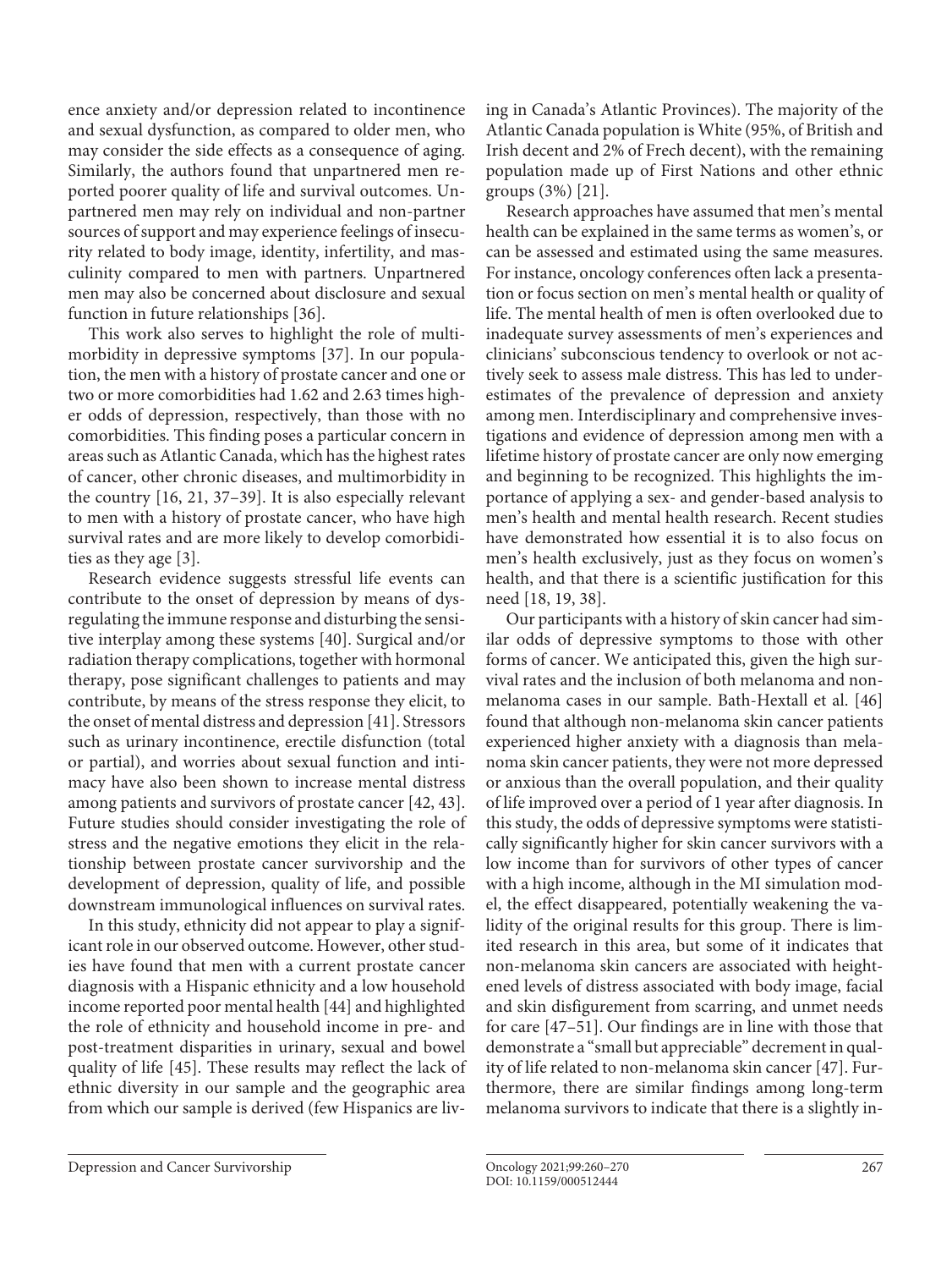ence anxiety and/or depression related to incontinence and sexual dysfunction, as compared to older men, who may consider the side effects as a consequence of aging. Similarly, the authors found that unpartnered men reported poorer quality of life and survival outcomes. Unpartnered men may rely on individual and non-partner sources of support and may experience feelings of insecurity related to body image, identity, infertility, and masculinity compared to men with partners. Unpartnered men may also be concerned about disclosure and sexual function in future relationships [36].

This work also serves to highlight the role of multimorbidity in depressive symptoms [37]. In our population, the men with a history of prostate cancer and one or two or more comorbidities had 1.62 and 2.63 times higher odds of depression, respectively, than those with no comorbidities. This finding poses a particular concern in areas such as Atlantic Canada, which has the highest rates of cancer, other chronic diseases, and multimorbidity in the country [16, 21, 37–39]. It is also especially relevant to men with a history of prostate cancer, who have high survival rates and are more likely to develop comorbidities as they age [3].

Research evidence suggests stressful life events can contribute to the onset of depression by means of dysregulating the immune response and disturbing the sensitive interplay among these systems [40]. Surgical and/or radiation therapy complications, together with hormonal therapy, pose significant challenges to patients and may contribute, by means of the stress response they elicit, to the onset of mental distress and depression [41]. Stressors such as urinary incontinence, erectile dysfunction (total or partial), and worries about sexual function and intimacy have also been shown to increase mental distress among patients and survivors of prostate cancer [42, 43]. Future studies should consider investigating the role of stress and the negative emotions they elicit in the relationship between prostate cancer survivorship and the development of depression, quality of life, and possible downstream immunological influences on survival rates.

In this study, ethnicity did not appear to play a significant role in our observed outcome. However, other studies have found that men with a current prostate cancer diagnosis with a Hispanic ethnicity and a low household income reported poor mental health [44] and highlighted the role of ethnicity and household income in pre- and post-treatment disparities in urinary, sexual and bowel quality of life [45]. These results may reflect the lack of ethnic diversity in our sample and the geographic area from which our sample is derived (few Hispanics are living in Canada's Atlantic Provinces). The majority of the Atlantic Canada population is White (95%, of British and Irish decent and 2% of Frech decent), with the remaining population made up of First Nations and other ethnic groups (3%) [21].

Research approaches have assumed that men's mental health can be explained in the same terms as women's, or can be assessed and estimated using the same measures. For instance, oncology conferences often lack a presentation or focus section on men's mental health or quality of life. The mental health of men is often overlooked due to inadequate survey assessments of men's experiences and clinicians' subconscious tendency to overlook or not actively seek to assess male distress. This has led to underestimates of the prevalence of depression and anxiety among men. Interdisciplinary and comprehensive investigations and evidence of depression among men with a lifetime history of prostate cancer are only now emerging and beginning to be recognized. This highlights the importance of applying a sex- and gender-based analysis to men's health and mental health research. Recent studies have demonstrated how essential it is to also focus on men's health exclusively, just as they focus on women's health, and that there is a scientific justification for this need [18, 19, 38].

Our participants with a history of skin cancer had similar odds of depressive symptoms to those with other forms of cancer. We anticipated this, given the high survival rates and the inclusion of both melanoma and non-melanoma cases in our sample. Bath-Hextall et al. [46] found that although non-melanoma skin cancer patients experienced higher anxiety with a diagnosis than melanoma skin cancer patients, they were not more depressed or anxious than the overall population, and their quality of life improved over a period of 1 year after diagnosis. In this study, the odds of depressive symptoms were statistically significantly higher for skin cancer survivors with a low income than for survivors of other types of cancer with a high income, although in the MI simulation model, the effect disappeared, potentially weakening the validity of the original results for this group. There is limited research in this area, but some of it indicates that non-melanoma skin cancers are associated with heightened levels of distress associated with body image, facial and skin disfigurement from scarring, and unmet needs for care [47–51]. Our findings are in line with those that demonstrate a "small but appreciable" decrement in quality of life related to non-melanoma skin cancer [47]. Furthermore, there are similar findings among long-term melanoma survivors to indicate that there is a slightly in-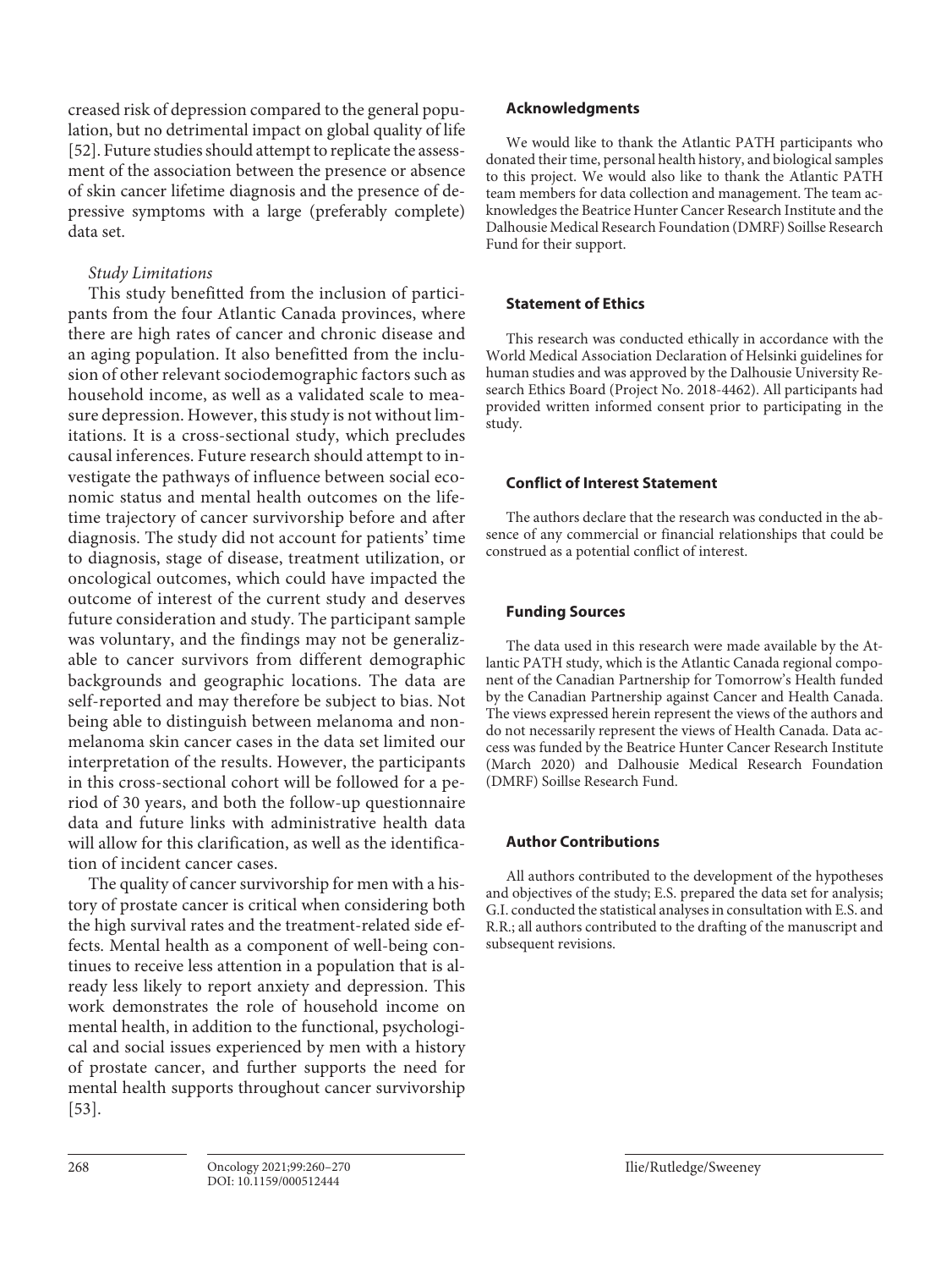creased risk of depression compared to the general population, but no detrimental impact on global quality of life [52]. Future studies should attempt to replicate the assessment of the association between the presence or absence of skin cancer lifetime diagnosis and the presence of depressive symptoms with a large (preferably complete) data set.

### *Study Limitations*

This study benefitted from the inclusion of participants from the four Atlantic Canada provinces, where there are high rates of cancer and chronic disease and an aging population. It also benefitted from the inclusion of other relevant sociodemographic factors such as household income, as well as a validated scale to measure depression. However, this study is not without limitations. It is a cross-sectional study, which precludes causal inferences. Future research should attempt to investigate the pathways of influence between social economic status and mental health outcomes on the lifetime trajectory of cancer survivorship before and after diagnosis. The study did not account for patients' time to diagnosis, stage of disease, treatment utilization, or oncological outcomes, which could have impacted the outcome of interest of the current study and deserves future consideration and study. The participant sample was voluntary, and the findings may not be generalizable to cancer survivors from different demographic backgrounds and geographic locations. The data are self-reported and may therefore be subject to bias. Not being able to distinguish between melanoma and non-melanoma skin cancer cases in the data set limited our interpretation of the results. However, the participants in this cross-sectional cohort will be followed for a period of 30 years, and both the follow-up questionnaire data and future links with administrative health data will allow for this clarification, as well as the identification of incident cancer cases.

The quality of cancer survivorship for men with a history of prostate cancer is critical when considering both the high survival rates and the treatment-related side effects. Mental health as a component of well-being continues to receive less attention in a population that is already less likely to report anxiety and depression. This work demonstrates the role of household income on mental health, in addition to the functional, psychological and social issues experienced by men with a history of prostate cancer, and further supports the need for mental health supports throughout cancer survivorship [53].

## Acknowledgments

We would like to thank the Atlantic PATH participants who donated their time, personal health history, and biological samples to this project. We would also like to thank the Atlantic PATH team members for data collection and management. The team acknowledges the Beatrice Hunter Cancer Research Institute and the Dalhousie Medical Research Foundation (DMRF) Soillse Research Fund for their support.

## Statement of Ethics

This research was conducted ethically in accordance with the World Medical Association Declaration of Helsinki guidelines for human studies and was approved by the Dalhousie University Research Ethics Board (Project No. 2018-4462). All participants had provided written informed consent prior to participating in the study.

## Conflict of Interest Statement

The authors declare that the research was conducted in the absence of any commercial or financial relationships that could be construed as a potential conflict of interest.

## Funding Sources

The data used in this research were made available by the Atlantic PATH study, which is the Atlantic Canada regional component of the Canadian Partnership for Tomorrow's Health funded by the Canadian Partnership against Cancer and Health Canada. The views expressed herein represent the views of the authors and do not necessarily represent the views of Health Canada. Data access was funded by the Beatrice Hunter Cancer Research Institute (March 2020) and Dalhousie Medical Research Foundation (DMRF) Soillse Research Fund.

## Author Contributions

All authors contributed to the development of the hypotheses and objectives of the study; E.S. prepared the data set for analysis; G.I. conducted the statistical analyses in consultation with E.S. and R.R.; all authors contributed to the drafting of the manuscript and subsequent revisions.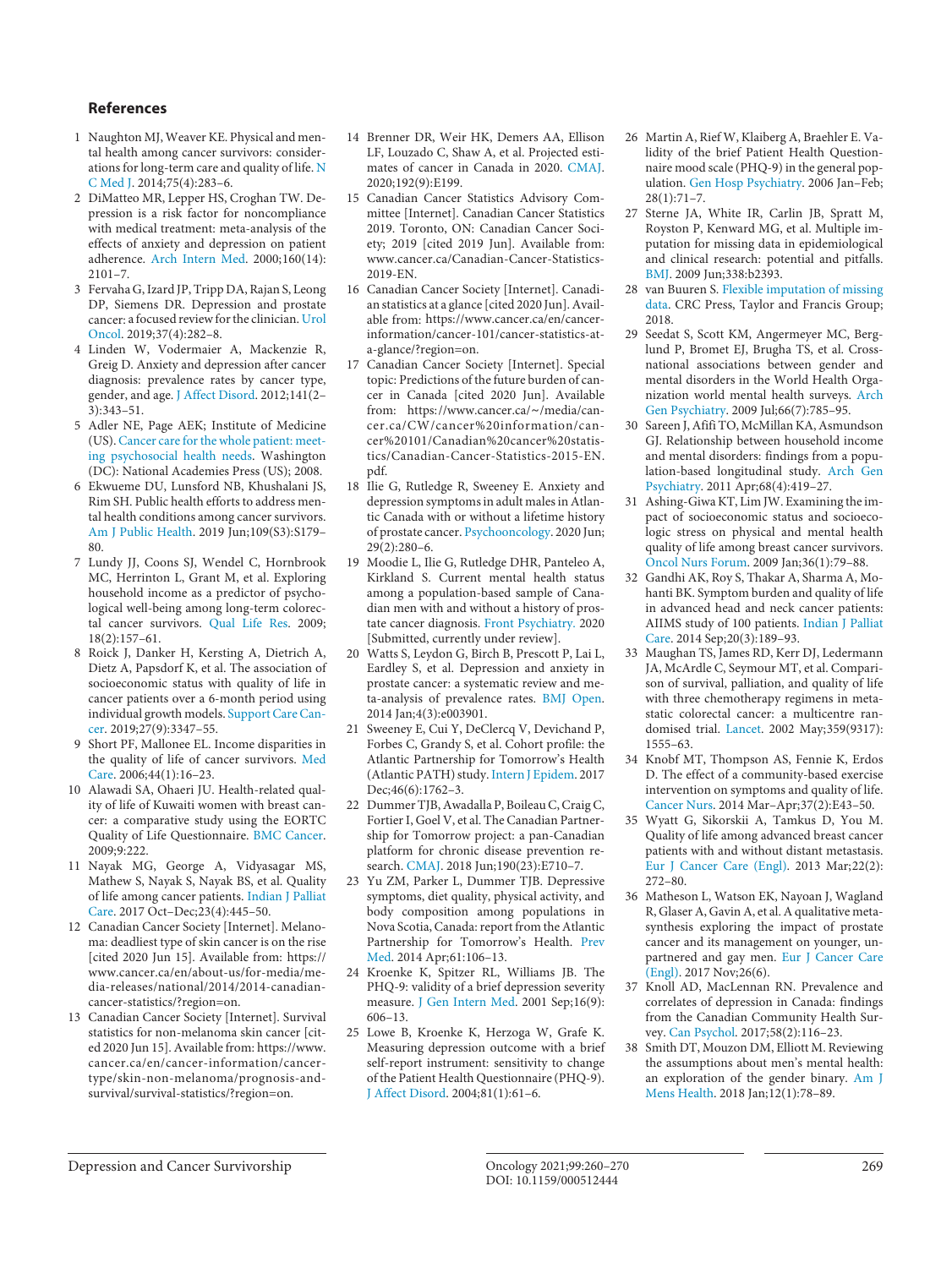## References

1. Naughton MJ, Weaver KE. Physical and mental health among cancer survivors: considerations for long-term care and quality of life. N C Med J. 2014;75(4):283–6.
2. DiMatteo MR, Lepper HS, Croghan TW. Depression is a risk factor for noncompliance with medical treatment: meta-analysis of the effects of anxiety and depression on patient adherence. Arch Intern Med. 2000;160(14):2101–7.
3. Fervaha G, Izard JP, Tripp DA, Rajan S, Leong DP, Siemens DR. Depression and prostate cancer: a focused review for the clinician. Urol Oncol. 2019;37(4):282–8.
4. Linden W, Vodermaier A, Mackenzie R, Greig D. Anxiety and depression after cancer diagnosis: prevalence rates by cancer type, gender, and age. J Affect Disord. 2012;141(2–3):343–51.
5. Adler NE, Page AEK; Institute of Medicine (US). Cancer care for the whole patient: meeting psychosocial health needs. Washington (DC): National Academies Press (US); 2008.
6. Ekwueme DU, Lunsford NB, Khushalani JS, Rim SH. Public health efforts to address mental health conditions among cancer survivors. Am J Public Health. 2019 Jun;109(S3):S179–80.
7. Lundy JJ, Coons SJ, Wendel C, Hornbrook MC, Herrinton L, Grant M, et al. Exploring household income as a predictor of psychological well-being among long-term colorectal cancer survivors. Qual Life Res. 2009;18(2):157–61.
8. Roick J, Danker H, Kersting A, Dietrich A, Dietz A, Papsdorf K, et al. The association of socioeconomic status with quality of life in cancer patients over a 6-month period using individual growth models. Support Care Cancer. 2019;27(9):3347–55.
9. Short PF, Mallonee EL. Income disparities in the quality of life of cancer survivors. Med Care. 2006;44(1):16–23.
10. Alawadi SA, Ohaeri JU. Health-related quality of life of Kuwaiti women with breast cancer: a comparative study using the EORTC Quality of Life Questionnaire. BMC Cancer. 2009;9:222.
11. Nayak MG, George A, Vidyasagar MS, Mathew S, Nayak S, Nayak BS, et al. Quality of life among cancer patients. Indian J Palliat Care. 2017 Oct–Dec;23(4):445–50.
12. Canadian Cancer Society [Internet]. Melanoma: deadliest type of skin cancer is on the rise [cited 2020 Jun 15]. Available from: https://www.cancer.ca/en/about-us/for-media/media-releases/national/2014/2014-canadian-cancer-statistics/?region=on.
13. Canadian Cancer Society [Internet]. Survival statistics for non-melanoma skin cancer [cited 2020 Jun 15]. Available from: https://www.cancer.ca/en/cancer-information/cancer-type/skin-non-melanoma/prognosis-and-survival/survival-statistics/?region=on.
14. Brenner DR, Weir HK, Demers AA, Ellison LF, Louzado C, Shaw A, et al. Projected estimates of cancer in Canada in 2020. CMAJ. 2020;192(9):E199.
15. Canadian Cancer Statistics Advisory Committee [Internet]. Canadian Cancer Statistics 2019. Toronto, ON: Canadian Cancer Society; 2019 [cited 2019 Jun]. Available from: www.cancer.ca/Canadian-Cancer-Statistics-2019-EN.
16. Canadian Cancer Society [Internet]. Canadian statistics at a glance [cited 2020 Jun]. Available from: https://www.cancer.ca/en/cancer-information/cancer-101/cancer-statistics-at-a-glance/?region=on.
17. Canadian Cancer Society [Internet]. Special topic: Predictions of the future burden of cancer in Canada [cited 2020 Jun]. Available from: https://www.cancer.ca/~/media/cancer.ca/CW/cancer%20information/cancer%20101/Canadian%20cancer%20statistics/Canadian-Cancer-Statistics-2015-EN.pdf.
18. Ilie G, Rutledge R, Sweeney E. Anxiety and depression symptoms in adult males in Atlantic Canada with or without a lifetime history of prostate cancer. Psychooncology. 2020 Jun;29(2):280–6.
19. Moodie L, Ilie G, Rutledge DHR, Panteleo A, Kirkland S. Current mental health status among a population-based sample of Canadian men with and without a history of prostate cancer diagnosis. Front Psychiatry. 2020 [Submitted, currently under review].
20. Watts S, Leydon G, Birch B, Prescott P, Lai L, Eardley S, et al. Depression and anxiety in prostate cancer: a systematic review and meta-analysis of prevalence rates. BMJ Open. 2014 Jan;4(3):e003901.
21. Sweeney E, Cui Y, DeClercq V, Devichand P, Forbes C, Grandy S, et al. Cohort profile: the Atlantic Partnership for Tomorrow's Health (Atlantic PATH) study. Intern J Epidem. 2017 Dec;46(6):1762–3.
22. Dummer TJB, Awadalla P, Boileau C, Craig C, Fortier I, Goel V, et al. The Canadian Partnership for Tomorrow project: a pan-Canadian platform for chronic disease prevention research. CMAJ. 2018 Jun;190(23):E710–7.
23. Yu ZM, Parker L, Dummer TJB. Depressive symptoms, diet quality, physical activity, and body composition among populations in Nova Scotia, Canada: report from the Atlantic Partnership for Tomorrow's Health. Prev Med. 2014 Apr;61:106–13.
24. Kroenke K, Spitzer RL, Williams JB. The PHQ-9: validity of a brief depression severity measure. J Gen Intern Med. 2001 Sep;16(9):606–13.
25. Lowe B, Kroenke K, Herzoga W, Grafe K. Measuring depression outcome with a brief self-report instrument: sensitivity to change of the Patient Health Questionnaire (PHQ-9). J Affect Disord. 2004;81(1):61–6.
26. Martin A, Rief W, Klaiberg A, Braehler E. Validity of the brief Patient Health Questionnaire mood scale (PHQ-9) in the general population. Gen Hosp Psychiatry. 2006 Jan–Feb;28(1):71–7.
27. Sterne JA, White IR, Carlin JB, Spratt M, Royston P, Kenward MG, et al. Multiple imputation for missing data in epidemiological and clinical research: potential and pitfalls. BMJ. 2009 Jun;338:b2393.
28. van Buuren S. Flexible imputation of missing data. CRC Press, Taylor and Francis Group; 2018.
29. Seedat S, Scott KM, Angermeyer MC, Berglund P, Bromet EJ, Brugha TS, et al. Cross-national associations between gender and mental disorders in the World Health Organization world mental health surveys. Arch Gen Psychiatry. 2009 Jul;66(7):785–95.
30. Sareen J, Afifi TO, McMillan KA, Asmundson GJ. Relationship between household income and mental disorders: findings from a population-based longitudinal study. Arch Gen Psychiatry. 2011 Apr;68(4):419–27.
31. Ashing-Giwa KT, Lim JW. Examining the impact of socioeconomic status and socioecologic stress on physical and mental health quality of life among breast cancer survivors. Oncol Nurs Forum. 2009 Jan;36(1):79–88.
32. Gandhi AK, Roy S, Thakar A, Sharma A, Mohanti BK. Symptom burden and quality of life in advanced head and neck cancer patients: AIIMS study of 100 patients. Indian J Palliat Care. 2014 Sep;20(3):189–93.
33. Maughan TS, James RD, Kerr DJ, Ledermann JA, McArdle C, Seymour MT, et al. Comparison of survival, palliation, and quality of life with three chemotherapy regimens in metastatic colorectal cancer: a multicentre randomised trial. Lancet. 2002 May;359(9317):1555–63.
34. Knobf MT, Thompson AS, Fennie K, Erdos D. The effect of a community-based exercise intervention on symptoms and quality of life. Cancer Nurs. 2014 Mar–Apr;37(2):E43–50.
35. Wyatt G, Sikorskii A, Tamkus D, You M. Quality of life among advanced breast cancer patients with and without distant metastasis. Eur J Cancer Care (Engl). 2013 Mar;22(2):272–80.
36. Matheson L, Watson EK, Nayoan J, Wagland R, Glaser A, Gavin A, et al. A qualitative metasynthesis exploring the impact of prostate cancer and its management on younger, unpartnered and gay men. Eur J Cancer Care (Engl). 2017 Nov;26(6).
37. Knoll AD, MacLennan RN. Prevalence and correlates of depression in Canada: findings from the Canadian Community Health Survey. Can Psychol. 2017;58(2):116–23.
38. Smith DT, Mouzon DM, Elliott M. Reviewing the assumptions about men's mental health: an exploration of the gender binary. Am J Mens Health. 2018 Jan;12(1):78–89.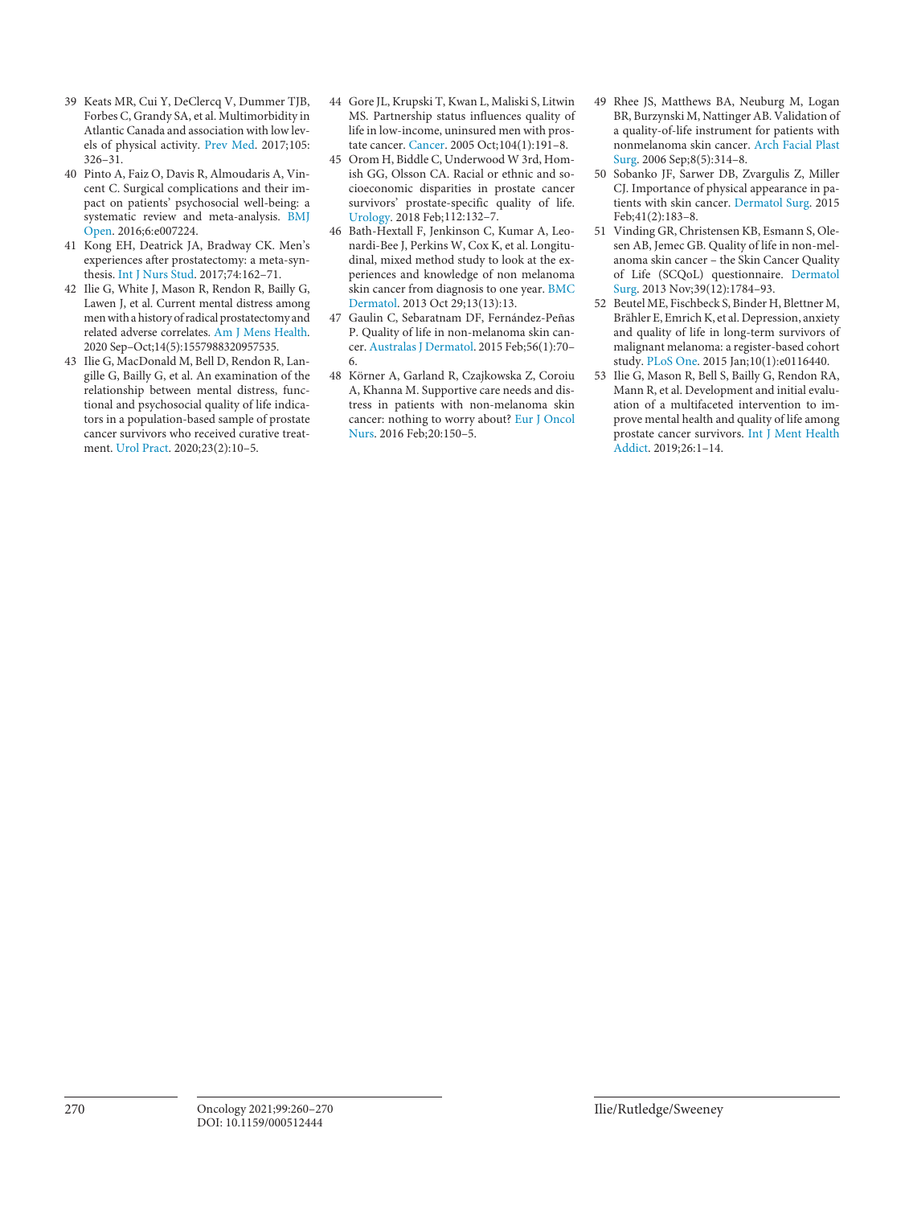39 Keats MR, Cui Y, DeClercq V, Dummer TJB, Forbes C, Grandy SA, et al. Multimorbidity in Atlantic Canada and association with low levels of physical activity. Prev Med. 2017;105: 326–31.

40 Pinto A, Faiz O, Davis R, Almoudaris A, Vincent C. Surgical complications and their impact on patients' psychosocial well-being: a systematic review and meta-analysis. BMJ Open. 2016;6:e007224.

41 Kong EH, Deatrick JA, Bradway CK. Men's experiences after prostatectomy: a meta-synthesis. Int J Nurs Stud. 2017;74:162–71.

42 Ilie G, White J, Mason R, Rendon R, Bailly G, Lawen J, et al. Current mental distress among men with a history of radical prostatectomy and related adverse correlates. Am J Mens Health. 2020 Sep–Oct;14(5):1557988320957535.

43 Ilie G, MacDonald M, Bell D, Rendon R, Langille G, Bailly G, et al. An examination of the relationship between mental distress, functional and psychosocial quality of life indicators in a population-based sample of prostate cancer survivors who received curative treatment. Urol Pract. 2020;23(2):10–5.

44 Gore JL, Krupski T, Kwan L, Maliski S, Litwin MS. Partnership status influences quality of life in low-income, uninsured men with prostate cancer. Cancer. 2005 Oct;104(1):191–8.

45 Orom H, Biddle C, Underwood W 3rd, Homish GG, Olsson CA. Racial or ethnic and socioeconomic disparities in prostate cancer survivors' prostate-specific quality of life. Urology. 2018 Feb;112:132–7.

46 Bath-Hextall F, Jenkinson C, Kumar A, Leonardi-Bee J, Perkins W, Cox K, et al. Longitudinal, mixed method study to look at the experiences and knowledge of non melanoma skin cancer from diagnosis to one year. BMC Dermatol. 2013 Oct 29;13(13):13.

47 Gaulin C, Sebaratnam DF, Fernández-Peñas P. Quality of life in non-melanoma skin cancer. Australas J Dermatol. 2015 Feb;56(1):70–6.

48 Körner A, Garland R, Czajkowska Z, Coroiu A, Khanna M. Supportive care needs and distress in patients with non-melanoma skin cancer: nothing to worry about? Eur J Oncol Nurs. 2016 Feb;20:150–5.

49 Rhee JS, Matthews BA, Neuburg M, Logan BR, Burzynski M, Nattinger AB. Validation of a quality-of-life instrument for patients with nonmelanoma skin cancer. Arch Facial Plast Surg. 2006 Sep;8(5):314–8.

50 Sobanko JF, Sarwer DB, Zvargulis Z, Miller CJ. Importance of physical appearance in patients with skin cancer. Dermatol Surg. 2015 Feb;41(2):183–8.

51 Vinding GR, Christensen KB, Esmann S, Olesen AB, Jemec GB. Quality of life in non-melanoma skin cancer – the Skin Cancer Quality of Life (SCQoL) questionnaire. Dermatol Surg. 2013 Nov;39(12):1784–93.

52 Beutel ME, Fischbeck S, Binder H, Blettner M, Brähler E, Emrich K, et al. Depression, anxiety and quality of life in long-term survivors of malignant melanoma: a register-based cohort study. PLoS One. 2015 Jan;10(1):e0116440.

53 Ilie G, Mason R, Bell S, Bailly G, Rendon RA, Mann R, et al. Development and initial evaluation of a multifaceted intervention to improve mental health and quality of life among prostate cancer survivors. Int J Ment Health Addict. 2019;26:1–14.